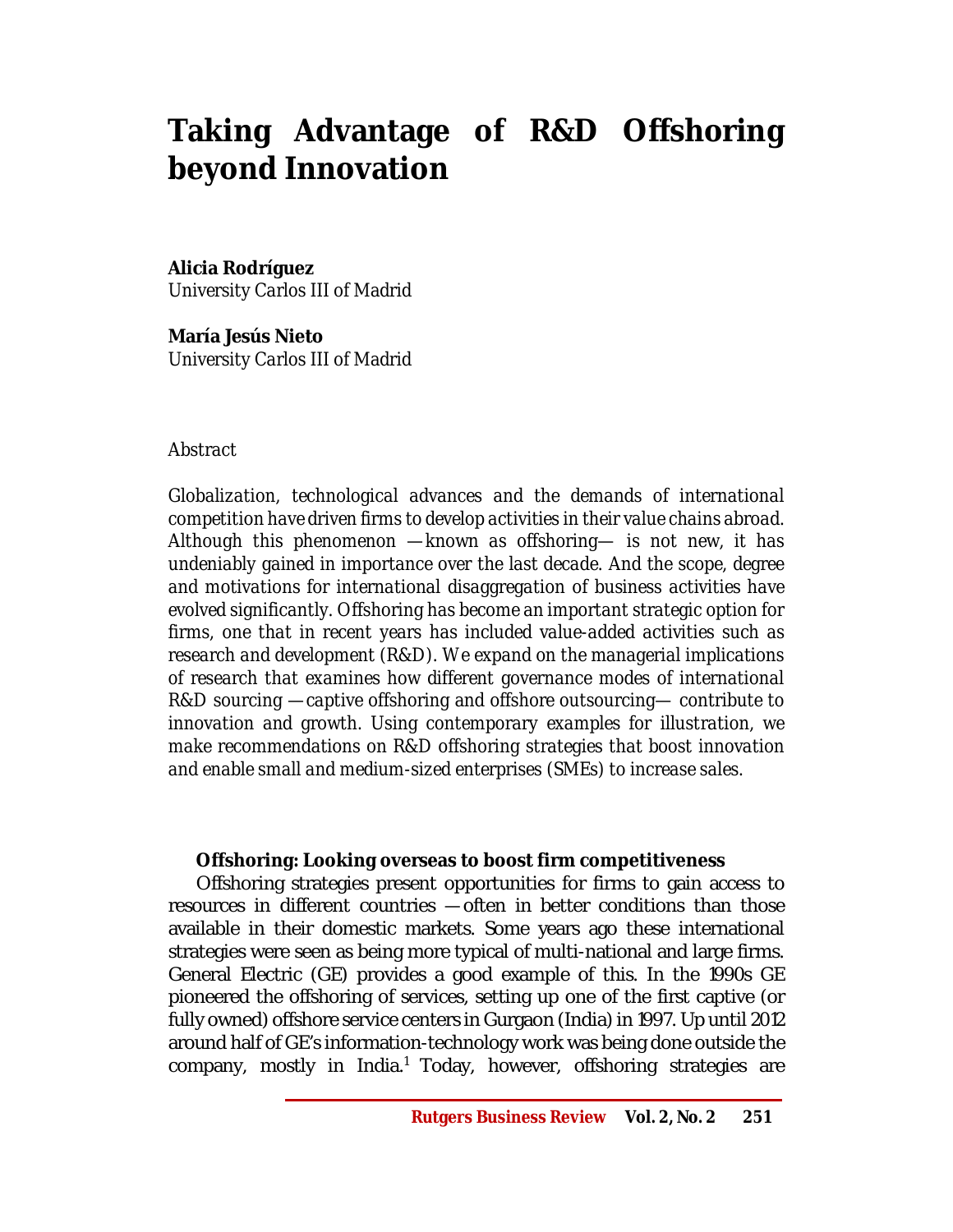# Taking Advantage of R&D Offshoring beyond Innovation

**Alicia Rodríguez**
University Carlos III of Madrid

**María Jesús Nieto**
University Carlos III of Madrid

*Abstract*

*Globalization, technological advances and the demands of international competition have driven firms to develop activities in their value chains abroad. Although this phenomenon —known as offshoring— is not new, it has undeniably gained in importance over the last decade. And the scope, degree and motivations for international disaggregation of business activities have evolved significantly. Offshoring has become an important strategic option for firms, one that in recent years has included value-added activities such as research and development (R&D). We expand on the managerial implications of research that examines how different governance modes of international R&D sourcing —captive offshoring and offshore outsourcing— contribute to innovation and growth. Using contemporary examples for illustration, we make recommendations on R&D offshoring strategies that boost innovation and enable small and medium-sized enterprises (SMEs) to increase sales.*

## Offshoring: Looking overseas to boost firm competitiveness

Offshoring strategies present opportunities for firms to gain access to resources in different countries —often in better conditions than those available in their domestic markets. Some years ago these international strategies were seen as being more typical of multi-national and large firms. General Electric (GE) provides a good example of this. In the 1990s GE pioneered the offshoring of services, setting up one of the first captive (or fully owned) offshore service centers in Gurgaon (India) in 1997. Up until 2012 around half of GE's information-technology work was being done outside the company, mostly in India.[1] Today, however, offshoring strategies are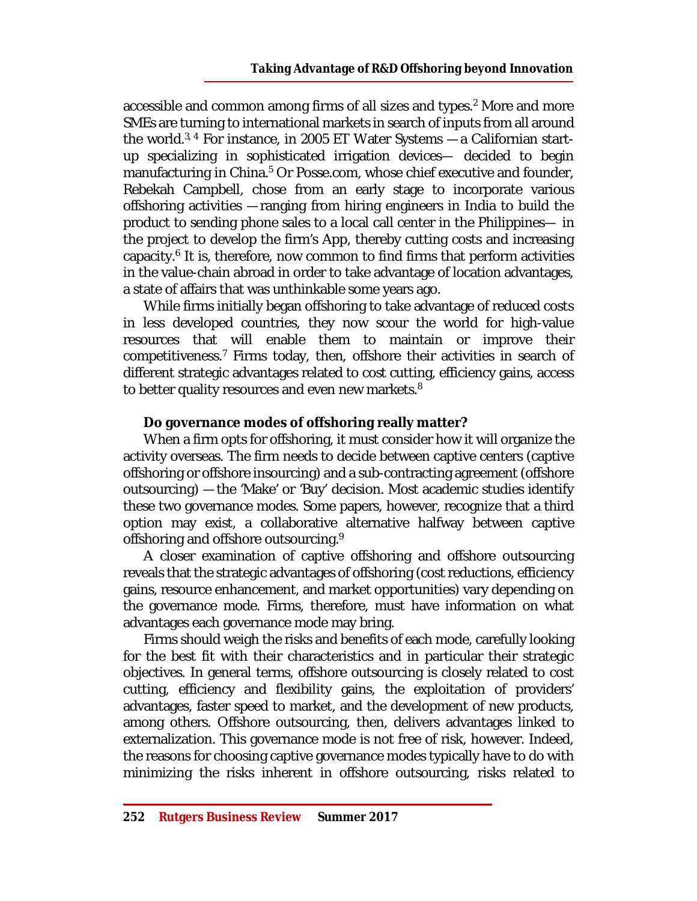accessible and common among firms of all sizes and types.[2] More and more SMEs are turning to international markets in search of inputs from all around the world.[3, 4] For instance, in 2005 ET Water Systems —a Californian start-up specializing in sophisticated irrigation devices— decided to begin manufacturing in China.[5] Or Posse.com, whose chief executive and founder, Rebekah Campbell, chose from an early stage to incorporate various offshoring activities —ranging from hiring engineers in India to build the product to sending phone sales to a local call center in the Philippines— in the project to develop the firm's App, thereby cutting costs and increasing capacity.[6] It is, therefore, now common to find firms that perform activities in the value-chain abroad in order to take advantage of location advantages, a state of affairs that was unthinkable some years ago.

While firms initially began offshoring to take advantage of reduced costs in less developed countries, they now scour the world for high-value resources that will enable them to maintain or improve their competitiveness.[7] Firms today, then, offshore their activities in search of different strategic advantages related to cost cutting, efficiency gains, access to better quality resources and even new markets.[8]

**Do governance modes of offshoring really matter?**

When a firm opts for offshoring, it must consider how it will organize the activity overseas. The firm needs to decide between captive centers (captive offshoring or offshore insourcing) and a sub-contracting agreement (offshore outsourcing) —the 'Make' or 'Buy' decision. Most academic studies identify these two governance modes. Some papers, however, recognize that a third option may exist, a collaborative alternative halfway between captive offshoring and offshore outsourcing.[9]

A closer examination of captive offshoring and offshore outsourcing reveals that the strategic advantages of offshoring (cost reductions, efficiency gains, resource enhancement, and market opportunities) vary depending on the governance mode. Firms, therefore, must have information on what advantages each governance mode may bring.

Firms should weigh the risks and benefits of each mode, carefully looking for the best fit with their characteristics and in particular their strategic objectives. In general terms, offshore outsourcing is closely related to cost cutting, efficiency and flexibility gains, the exploitation of providers' advantages, faster speed to market, and the development of new products, among others. Offshore outsourcing, then, delivers advantages linked to externalization. This governance mode is not free of risk, however. Indeed, the reasons for choosing captive governance modes typically have to do with minimizing the risks inherent in offshore outsourcing, risks related to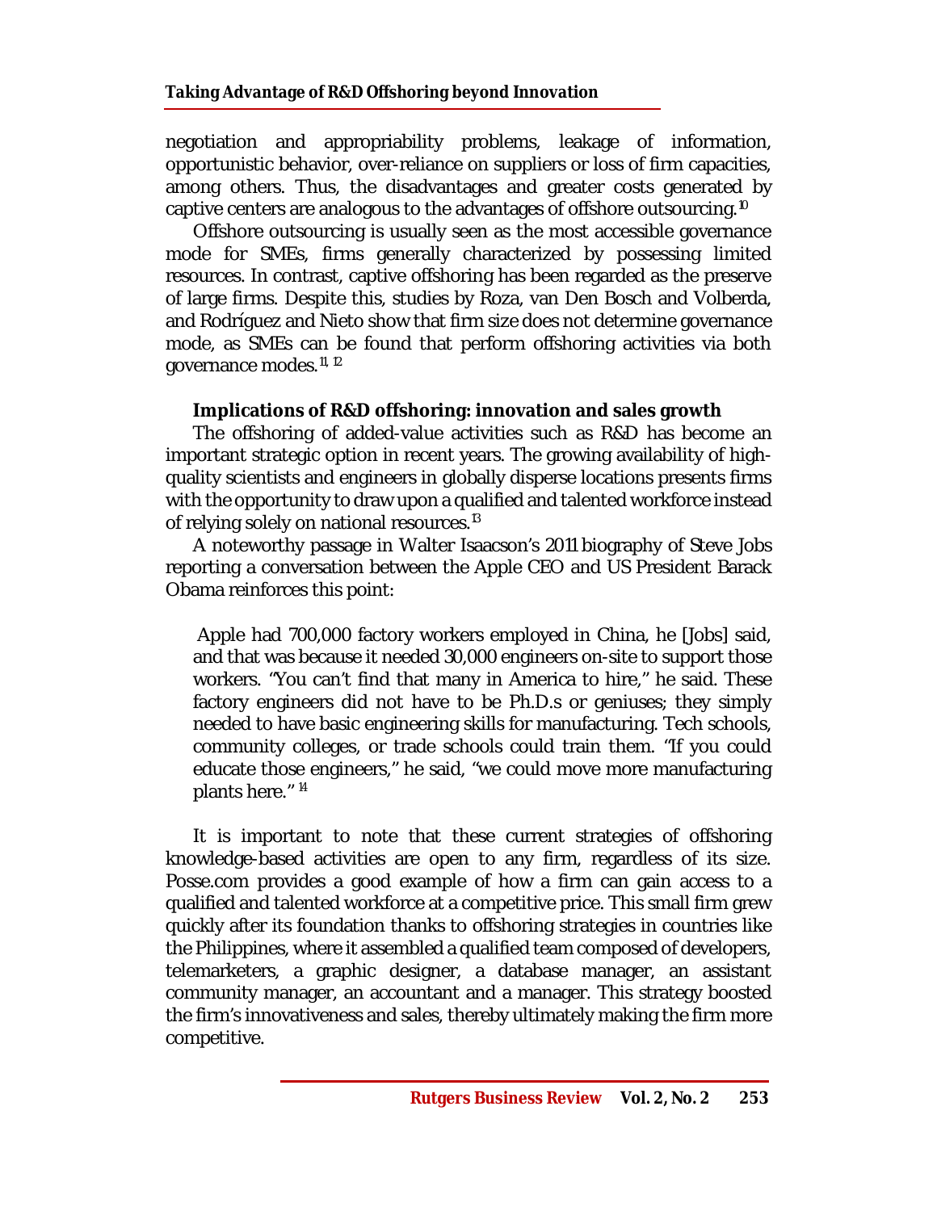negotiation and appropriability problems, leakage of information, opportunistic behavior, over-reliance on suppliers or loss of firm capacities, among others. Thus, the disadvantages and greater costs generated by captive centers are analogous to the advantages of offshore outsourcing.[10]

Offshore outsourcing is usually seen as the most accessible governance mode for SMEs, firms generally characterized by possessing limited resources. In contrast, captive offshoring has been regarded as the preserve of large firms. Despite this, studies by Roza, van Den Bosch and Volberda, and Rodríguez and Nieto show that firm size does not determine governance mode, as SMEs can be found that perform offshoring activities via both governance modes.[11, 12]

### Implications of R&D offshoring: innovation and sales growth

The offshoring of added-value activities such as R&D has become an important strategic option in recent years. The growing availability of high-quality scientists and engineers in globally disperse locations presents firms with the opportunity to draw upon a qualified and talented workforce instead of relying solely on national resources.[13]

A noteworthy passage in Walter Isaacson's 2011 biography of Steve Jobs reporting a conversation between the Apple CEO and US President Barack Obama reinforces this point:

> Apple had 700,000 factory workers employed in China, he [Jobs] said, and that was because it needed 30,000 engineers on-site to support those workers. "You can't find that many in America to hire," he said. These factory engineers did not have to be Ph.D.s or geniuses; they simply needed to have basic engineering skills for manufacturing. Tech schools, community colleges, or trade schools could train them. "If you could educate those engineers," he said, "we could move more manufacturing plants here." [14]

It is important to note that these current strategies of offshoring knowledge-based activities are open to any firm, regardless of its size. Posse.com provides a good example of how a firm can gain access to a qualified and talented workforce at a competitive price. This small firm grew quickly after its foundation thanks to offshoring strategies in countries like the Philippines, where it assembled a qualified team composed of developers, telemarketers, a graphic designer, a database manager, an assistant community manager, an accountant and a manager. This strategy boosted the firm's innovativeness and sales, thereby ultimately making the firm more competitive.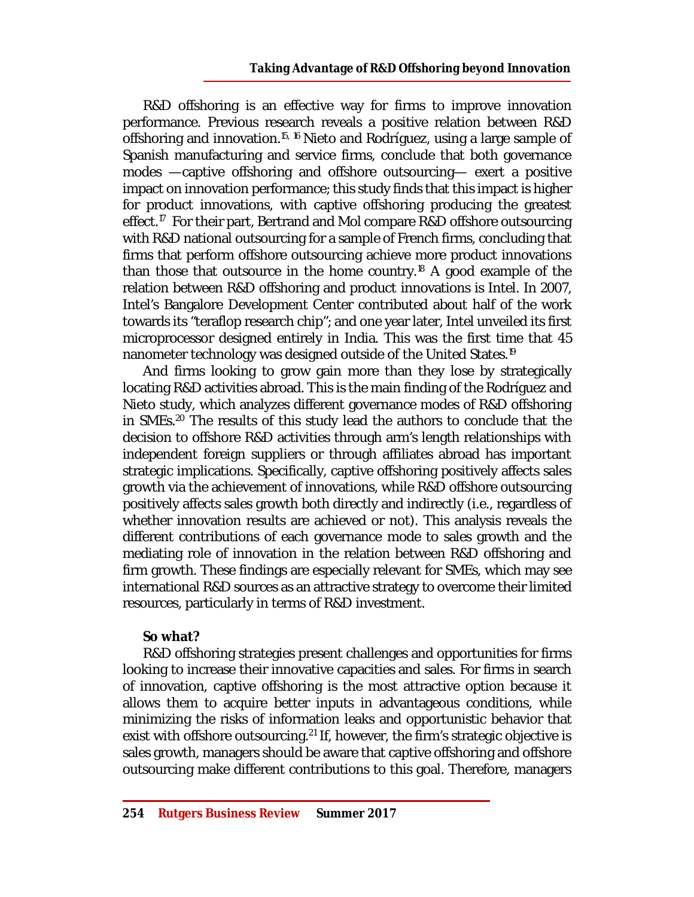R&D offshoring is an effective way for firms to improve innovation performance. Previous research reveals a positive relation between R&D offshoring and innovation.[15, 16] Nieto and Rodríguez, using a large sample of Spanish manufacturing and service firms, conclude that both governance modes —captive offshoring and offshore outsourcing— exert a positive impact on innovation performance; this study finds that this impact is higher for product innovations, with captive offshoring producing the greatest effect.[17] For their part, Bertrand and Mol compare R&D offshore outsourcing with R&D national outsourcing for a sample of French firms, concluding that firms that perform offshore outsourcing achieve more product innovations than those that outsource in the home country.[18] A good example of the relation between R&D offshoring and product innovations is Intel. In 2007, Intel's Bangalore Development Center contributed about half of the work towards its "teraflop research chip"; and one year later, Intel unveiled its first microprocessor designed entirely in India. This was the first time that 45 nanometer technology was designed outside of the United States.[19]

And firms looking to grow gain more than they lose by strategically locating R&D activities abroad. This is the main finding of the Rodríguez and Nieto study, which analyzes different governance modes of R&D offshoring in SMEs.[20] The results of this study lead the authors to conclude that the decision to offshore R&D activities through arm's length relationships with independent foreign suppliers or through affiliates abroad has important strategic implications. Specifically, captive offshoring positively affects sales growth via the achievement of innovations, while R&D offshore outsourcing positively affects sales growth both directly and indirectly (i.e., regardless of whether innovation results are achieved or not). This analysis reveals the different contributions of each governance mode to sales growth and the mediating role of innovation in the relation between R&D offshoring and firm growth. These findings are especially relevant for SMEs, which may see international R&D sources as an attractive strategy to overcome their limited resources, particularly in terms of R&D investment.

**So what?**

R&D offshoring strategies present challenges and opportunities for firms looking to increase their innovative capacities and sales. For firms in search of innovation, captive offshoring is the most attractive option because it allows them to acquire better inputs in advantageous conditions, while minimizing the risks of information leaks and opportunistic behavior that exist with offshore outsourcing.[21] If, however, the firm's strategic objective is sales growth, managers should be aware that captive offshoring and offshore outsourcing make different contributions to this goal. Therefore, managers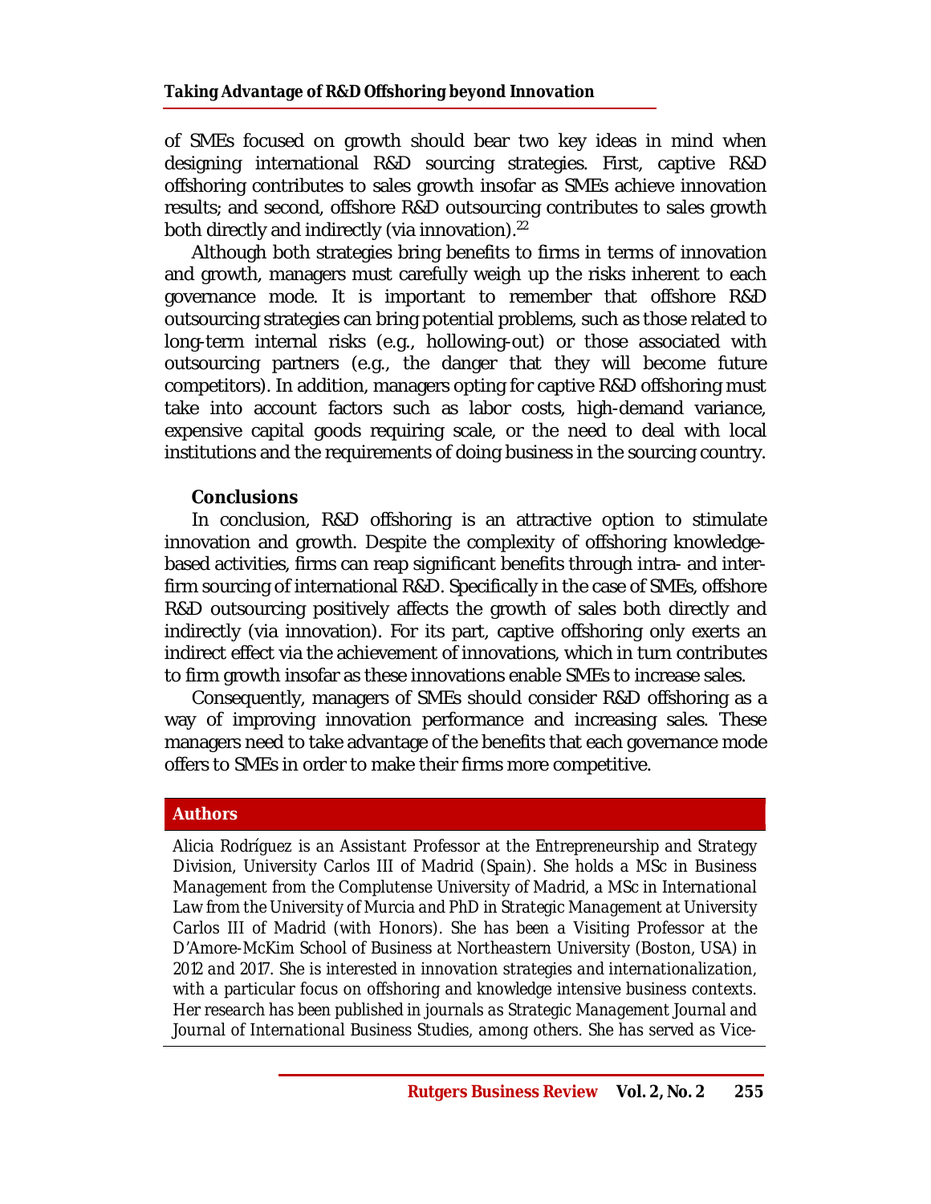of SMEs focused on growth should bear two key ideas in mind when designing international R&D sourcing strategies. First, captive R&D offshoring contributes to sales growth insofar as SMEs achieve innovation results; and second, offshore R&D outsourcing contributes to sales growth both directly and indirectly (via innovation).[22]

Although both strategies bring benefits to firms in terms of innovation and growth, managers must carefully weigh up the risks inherent to each governance mode. It is important to remember that offshore R&D outsourcing strategies can bring potential problems, such as those related to long-term internal risks (e.g., hollowing-out) or those associated with outsourcing partners (e.g., the danger that they will become future competitors). In addition, managers opting for captive R&D offshoring must take into account factors such as labor costs, high-demand variance, expensive capital goods requiring scale, or the need to deal with local institutions and the requirements of doing business in the sourcing country.

### Conclusions

In conclusion, R&D offshoring is an attractive option to stimulate innovation and growth. Despite the complexity of offshoring knowledge-based activities, firms can reap significant benefits through intra- and inter-firm sourcing of international R&D. Specifically in the case of SMEs, offshore R&D outsourcing positively affects the growth of sales both directly and indirectly (via innovation). For its part, captive offshoring only exerts an indirect effect via the achievement of innovations, which in turn contributes to firm growth insofar as these innovations enable SMEs to increase sales.

Consequently, managers of SMEs should consider R&D offshoring as a way of improving innovation performance and increasing sales. These managers need to take advantage of the benefits that each governance mode offers to SMEs in order to make their firms more competitive.

## Authors

*Alicia Rodríguez is an Assistant Professor at the Entrepreneurship and Strategy Division, University Carlos III of Madrid (Spain). She holds a MSc in Business Management from the Complutense University of Madrid, a MSc in International Law from the University of Murcia and PhD in Strategic Management at University Carlos III of Madrid (with Honors). She has been a Visiting Professor at the D'Amore-McKim School of Business at Northeastern University (Boston, USA) in 2012 and 2017. She is interested in innovation strategies and internationalization, with a particular focus on offshoring and knowledge intensive business contexts. Her research has been published in journals as Strategic Management Journal and Journal of International Business Studies, among others. She has served as Vice-*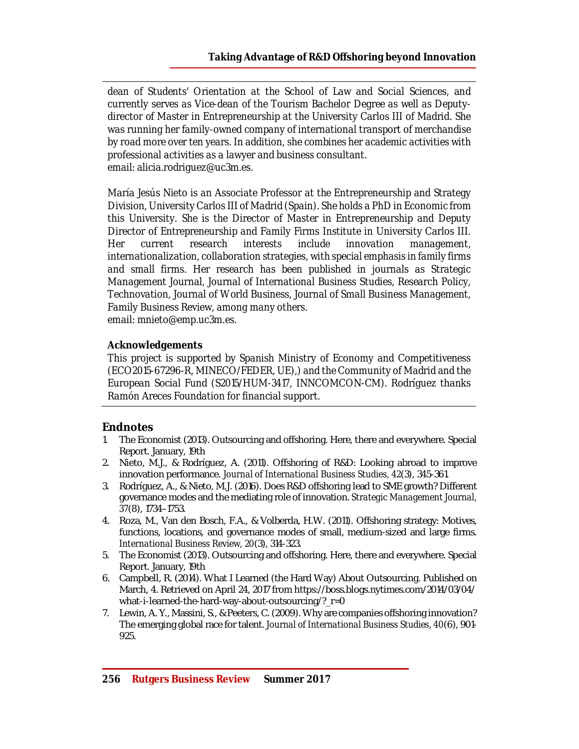dean of Students' Orientation at the School of Law and Social Sciences, and currently serves as Vice-dean of the Tourism Bachelor Degree as well as Deputy-director of Master in Entrepreneurship at the University Carlos III of Madrid. She was running her family-owned company of international transport of merchandise by road more over ten years. In addition, she combines her academic activities with professional activities as a lawyer and business consultant.
email: alicia.rodriguez@uc3m.es.

María Jesús Nieto is an Associate Professor at the Entrepreneurship and Strategy Division, University Carlos III of Madrid (Spain). She holds a PhD in Economic from this University. She is the Director of Master in Entrepreneurship and Deputy Director of Entrepreneurship and Family Firms Institute in University Carlos III. Her current research interests include innovation management, internationalization, collaboration strategies, with special emphasis in family firms and small firms. Her research has been published in journals as Strategic Management Journal, Journal of International Business Studies, Research Policy, Technovation, Journal of World Business, Journal of Small Business Management, Family Business Review, among many others.
email: mnieto@emp.uc3m.es.

**Acknowledgements**

This project is supported by Spanish Ministry of Economy and Competitiveness (ECO2015-67296-R, MINECO/FEDER, UE),) and the Community of Madrid and the European Social Fund (S2015/HUM-3417, INNCOMCON-CM). Rodríguez thanks Ramón Areces Foundation for financial support.

## Endnotes

1. The Economist (2013). Outsourcing and offshoring. Here, there and everywhere. Special Report. January, 19th
2. Nieto, M.J., & Rodríguez, A. (2011). Offshoring of R&D: Looking abroad to improve innovation performance. *Journal of International Business Studies*, *42*(3), 345-361.
3. Rodríguez, A., & Nieto, M.J. (2016). Does R&D offshoring lead to SME growth? Different governance modes and the mediating role of innovation. *Strategic Management Journal*, *37*(8), 1734–1753.
4. Roza, M., Van den Bosch, F.A., & Volberda, H.W. (2011). Offshoring strategy: Motives, functions, locations, and governance modes of small, medium-sized and large firms. *International Business Review*, *20*(3), 314-323.
5. The Economist (2013). Outsourcing and offshoring. Here, there and everywhere. Special Report. January, 19th
6. Campbell, R. (2014). What I Learned (the Hard Way) About Outsourcing. Published on March, 4. Retrieved on April 24, 2017 from https://boss.blogs.nytimes.com/2014/03/04/what-i-learned-the-hard-way-about-outsourcing/?_r=0
7. Lewin, A. Y., Massini, S., & Peeters, C. (2009). Why are companies offshoring innovation? The emerging global race for talent. *Journal of International Business Studies*, *40*(6), 901-925.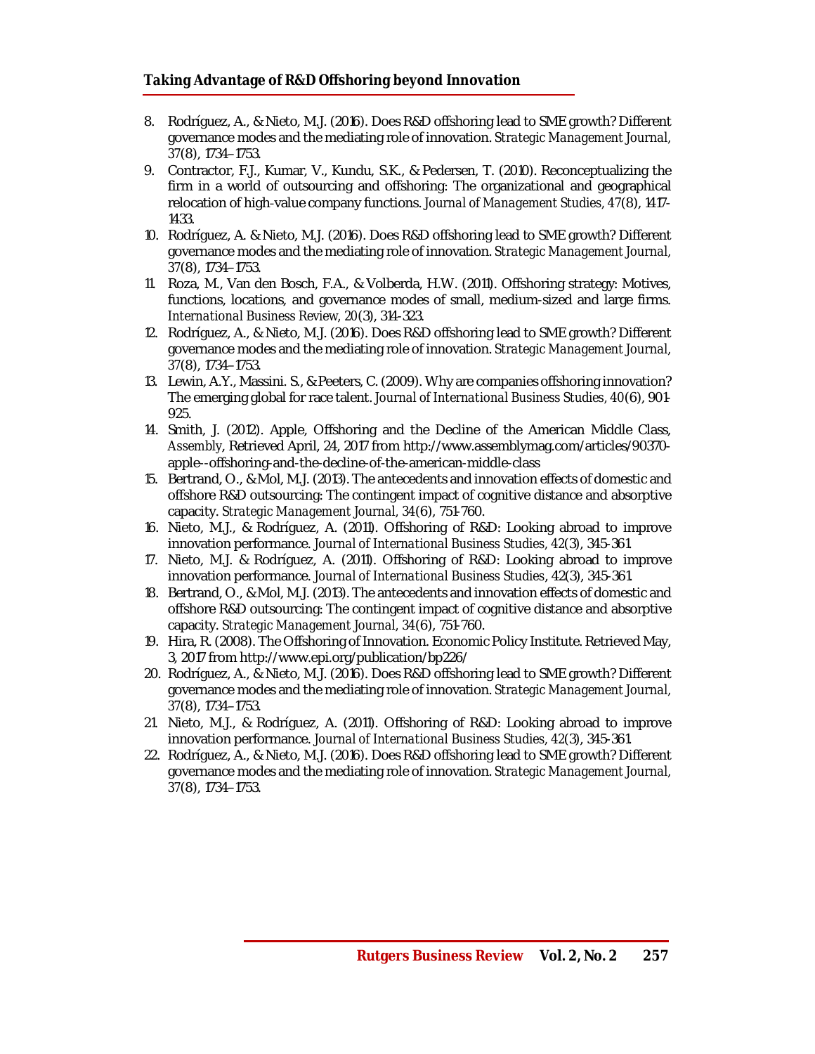8. Rodríguez, A., & Nieto, M.J. (2016). Does R&D offshoring lead to SME growth? Different governance modes and the mediating role of innovation. *Strategic Management Journal, 37*(8), 1734–1753.
9. Contractor, F.J., Kumar, V., Kundu, S.K., & Pedersen, T. (2010). Reconceptualizing the firm in a world of outsourcing and offshoring: The organizational and geographical relocation of high-value company functions. *Journal of Management Studies, 47*(8), 1417-1433.
10. Rodríguez, A. & Nieto, M.J. (2016). Does R&D offshoring lead to SME growth? Different governance modes and the mediating role of innovation. *Strategic Management Journal, 37*(8), 1734–1753.
11. Roza, M., Van den Bosch, F.A., & Volberda, H.W. (2011). Offshoring strategy: Motives, functions, locations, and governance modes of small, medium-sized and large firms. *International Business Review, 20*(3), 314-323.
12. Rodríguez, A., & Nieto, M.J. (2016). Does R&D offshoring lead to SME growth? Different governance modes and the mediating role of innovation. *Strategic Management Journal, 37*(8), 1734–1753.
13. Lewin, A.Y., Massini. S., & Peeters, C. (2009). Why are companies offshoring innovation? The emerging global for race talent. *Journal of International Business Studies, 40*(6), 901-925.
14. Smith, J. (2012). Apple, Offshoring and the Decline of the American Middle Class, *Assembly*, Retrieved April, 24, 2017 from http://www.assemblymag.com/articles/90370-apple--offshoring-and-the-decline-of-the-american-middle-class
15. Bertrand, O., & Mol, M.J. (2013). The antecedents and innovation effects of domestic and offshore R&D outsourcing: The contingent impact of cognitive distance and absorptive capacity. *Strategic Management Journal, 34*(6), 751-760.
16. Nieto, M.J., & Rodríguez, A. (2011). Offshoring of R&D: Looking abroad to improve innovation performance. *Journal of International Business Studies, 42*(3), 345-361.
17. Nieto, M.J. & Rodríguez, A. (2011). Offshoring of R&D: Looking abroad to improve innovation performance. *Journal of International Business Studies*, 42(3), 345-361.
18. Bertrand, O., & Mol, M.J. (2013). The antecedents and innovation effects of domestic and offshore R&D outsourcing: The contingent impact of cognitive distance and absorptive capacity. *Strategic Management Journal, 34*(6), 751-760.
19. Hira, R. (2008). The Offshoring of Innovation. Economic Policy Institute. Retrieved May, 3, 2017 from http://www.epi.org/publication/bp226/
20. Rodríguez, A., & Nieto, M.J. (2016). Does R&D offshoring lead to SME growth? Different governance modes and the mediating role of innovation. *Strategic Management Journal, 37*(8), 1734–1753.
21. Nieto, M.J., & Rodríguez, A. (2011). Offshoring of R&D: Looking abroad to improve innovation performance. *Journal of International Business Studies, 42*(3), 345-361.
22. Rodríguez, A., & Nieto, M.J. (2016). Does R&D offshoring lead to SME growth? Different governance modes and the mediating role of innovation. *Strategic Management Journal, 37*(8), 1734–1753.